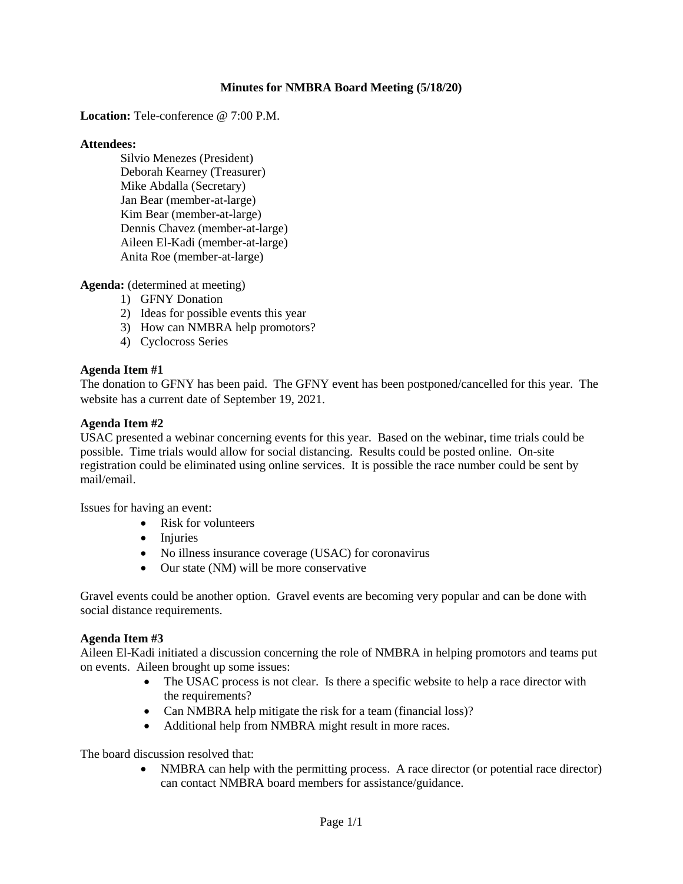# Minutes for NMBRA Board Meeting (5/18/20)

**Location:** Tele-conference @ 7:00 P.M.

**Attendees:**

Silvio Menezes (President)
Deborah Kearney (Treasurer)
Mike Abdalla (Secretary)
Jan Bear (member-at-large)
Kim Bear (member-at-large)
Dennis Chavez (member-at-large)
Aileen El-Kadi (member-at-large)
Anita Roe (member-at-large)

**Agenda:** (determined at meeting)

1) GFNY Donation
2) Ideas for possible events this year
3) How can NMBRA help promotors?
4) Cyclocross Series

**Agenda Item #1**

The donation to GFNY has been paid. The GFNY event has been postponed/cancelled for this year. The website has a current date of September 19, 2021.

**Agenda Item #2**

USAC presented a webinar concerning events for this year. Based on the webinar, time trials could be possible. Time trials would allow for social distancing. Results could be posted online. On-site registration could be eliminated using online services. It is possible the race number could be sent by mail/email.

Issues for having an event:

- Risk for volunteers
- Injuries
- No illness insurance coverage (USAC) for coronavirus
- Our state (NM) will be more conservative

Gravel events could be another option. Gravel events are becoming very popular and can be done with social distance requirements.

**Agenda Item #3**

Aileen El-Kadi initiated a discussion concerning the role of NMBRA in helping promotors and teams put on events. Aileen brought up some issues:

- The USAC process is not clear. Is there a specific website to help a race director with the requirements?
- Can NMBRA help mitigate the risk for a team (financial loss)?
- Additional help from NMBRA might result in more races.

The board discussion resolved that:

- NMBRA can help with the permitting process. A race director (or potential race director) can contact NMBRA board members for assistance/guidance.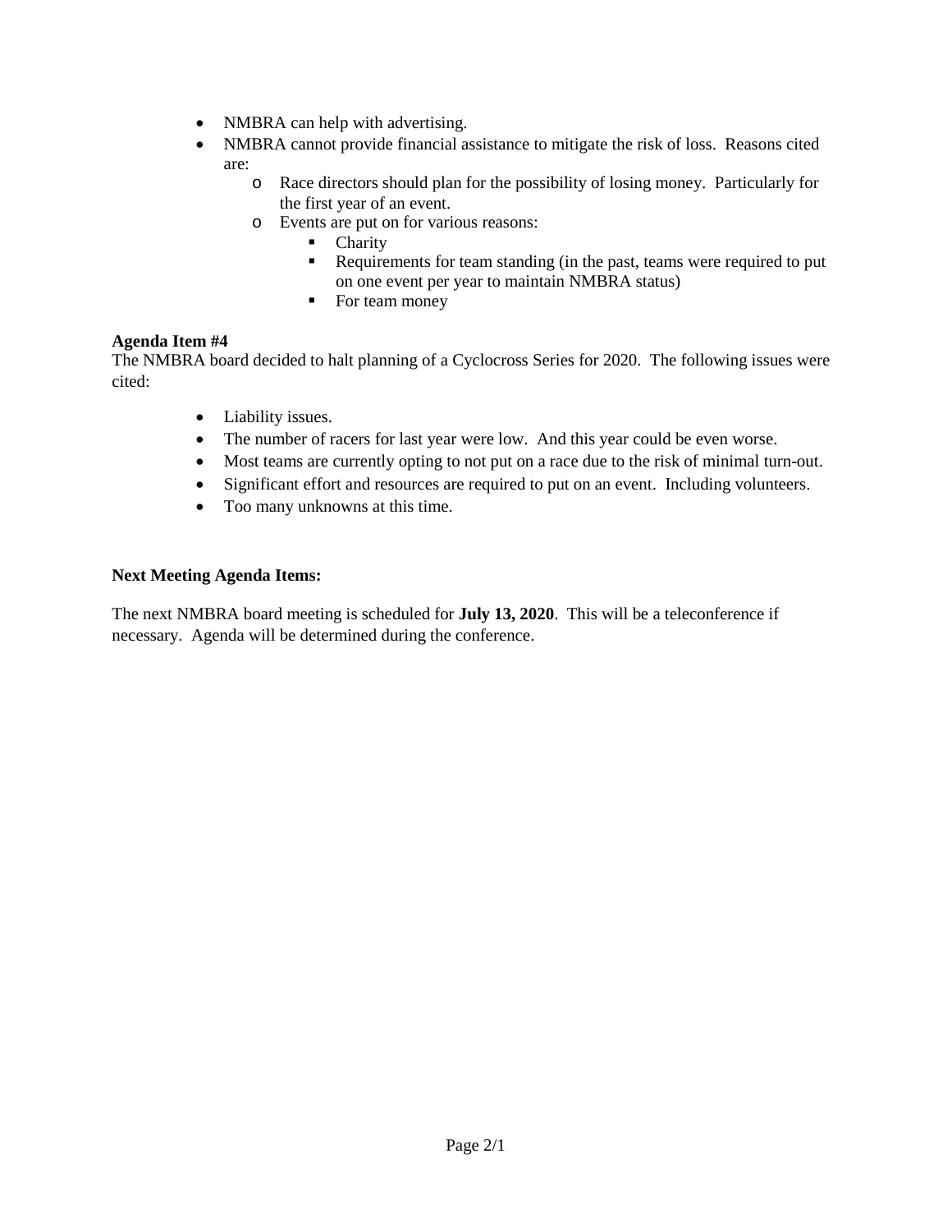- NMBRA can help with advertising.
- NMBRA cannot provide financial assistance to mitigate the risk of loss. Reasons cited are:
  - Race directors should plan for the possibility of losing money. Particularly for the first year of an event.
  - Events are put on for various reasons:
    - Charity
    - Requirements for team standing (in the past, teams were required to put on one event per year to maintain NMBRA status)
    - For team money

**Agenda Item #4**

The NMBRA board decided to halt planning of a Cyclocross Series for 2020. The following issues were cited:

- Liability issues.
- The number of racers for last year were low. And this year could be even worse.
- Most teams are currently opting to not put on a race due to the risk of minimal turn-out.
- Significant effort and resources are required to put on an event. Including volunteers.
- Too many unknowns at this time.

**Next Meeting Agenda Items:**

The next NMBRA board meeting is scheduled for **July 13, 2020**. This will be a teleconference if necessary. Agenda will be determined during the conference.